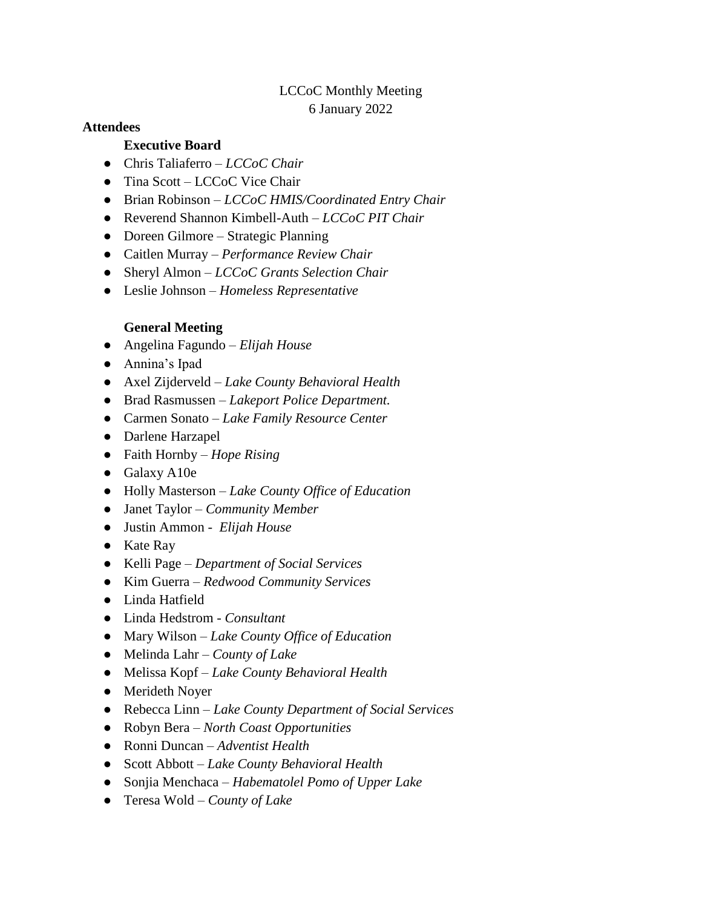LCCoC Monthly Meeting

6 January 2022

**Attendees**

**Executive Board**

- Chris Taliaferro – *LCCoC Chair*
- Tina Scott – LCCoC Vice Chair
- Brian Robinson – *LCCoC HMIS/Coordinated Entry Chair*
- Reverend Shannon Kimbell-Auth – *LCCoC PIT Chair*
- Doreen Gilmore – Strategic Planning
- Caitlen Murray – *Performance Review Chair*
- Sheryl Almon – *LCCoC Grants Selection Chair*
- Leslie Johnson – *Homeless Representative*

**General Meeting**

- Angelina Fagundo – *Elijah House*
- Annina's Ipad
- Axel Zijderveld – *Lake County Behavioral Health*
- Brad Rasmussen – *Lakeport Police Department.*
- Carmen Sonato – *Lake Family Resource Center*
- Darlene Harzapel
- Faith Hornby – *Hope Rising*
- Galaxy A10e
- Holly Masterson – *Lake County Office of Education*
- Janet Taylor – *Community Member*
- Justin Ammon - *Elijah House*
- Kate Ray
- Kelli Page – *Department of Social Services*
- Kim Guerra – *Redwood Community Services*
- Linda Hatfield
- Linda Hedstrom - *Consultant*
- Mary Wilson – *Lake County Office of Education*
- Melinda Lahr – *County of Lake*
- Melissa Kopf – *Lake County Behavioral Health*
- Merideth Noyer
- Rebecca Linn – *Lake County Department of Social Services*
- Robyn Bera – *North Coast Opportunities*
- Ronni Duncan – *Adventist Health*
- Scott Abbott – *Lake County Behavioral Health*
- Sonjia Menchaca – *Habematolel Pomo of Upper Lake*
- Teresa Wold – *County of Lake*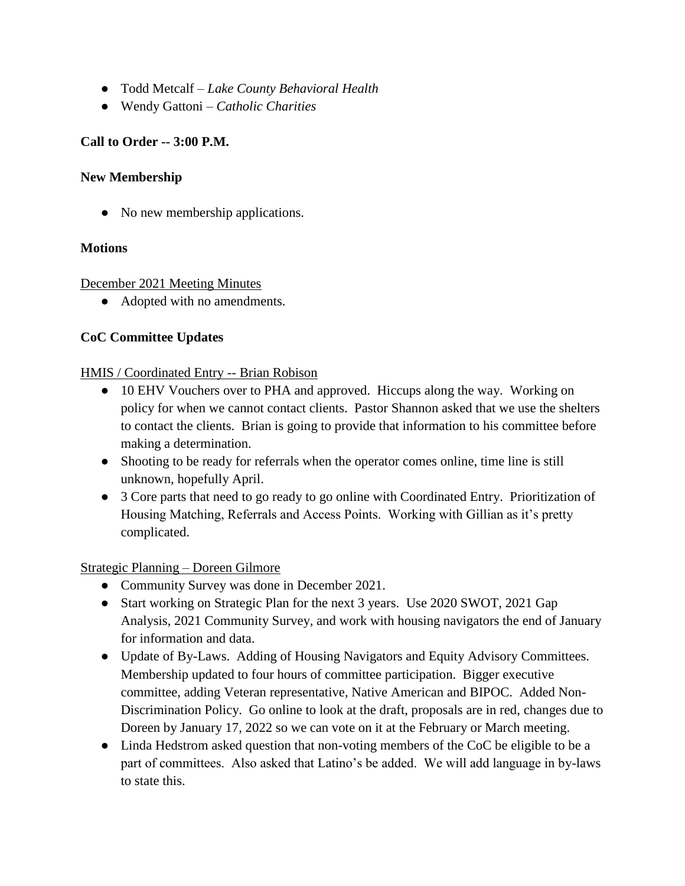- Todd Metcalf – *Lake County Behavioral Health*
- Wendy Gattoni – *Catholic Charities*

**Call to Order -- 3:00 P.M.**

**New Membership**

- No new membership applications.

**Motions**

December 2021 Meeting Minutes

- Adopted with no amendments.

**CoC Committee Updates**

HMIS / Coordinated Entry -- Brian Robison

- 10 EHV Vouchers over to PHA and approved. Hiccups along the way. Working on policy for when we cannot contact clients. Pastor Shannon asked that we use the shelters to contact the clients. Brian is going to provide that information to his committee before making a determination.
- Shooting to be ready for referrals when the operator comes online, time line is still unknown, hopefully April.
- 3 Core parts that need to go ready to go online with Coordinated Entry. Prioritization of Housing Matching, Referrals and Access Points. Working with Gillian as it's pretty complicated.

Strategic Planning – Doreen Gilmore

- Community Survey was done in December 2021.
- Start working on Strategic Plan for the next 3 years. Use 2020 SWOT, 2021 Gap Analysis, 2021 Community Survey, and work with housing navigators the end of January for information and data.
- Update of By-Laws. Adding of Housing Navigators and Equity Advisory Committees. Membership updated to four hours of committee participation. Bigger executive committee, adding Veteran representative, Native American and BIPOC. Added Non-Discrimination Policy. Go online to look at the draft, proposals are in red, changes due to Doreen by January 17, 2022 so we can vote on it at the February or March meeting.
- Linda Hedstrom asked question that non-voting members of the CoC be eligible to be a part of committees. Also asked that Latino's be added. We will add language in by-laws to state this.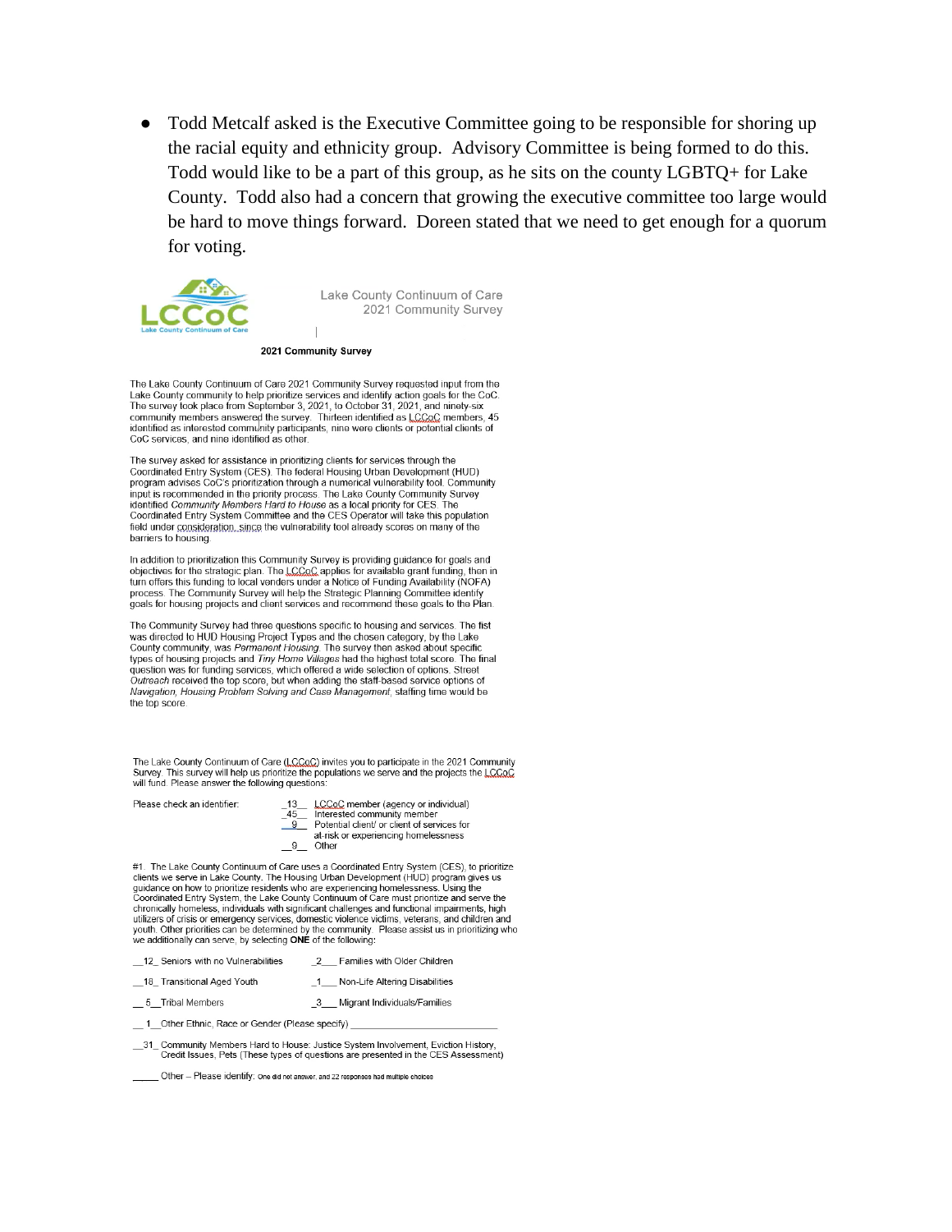- Todd Metcalf asked is the Executive Committee going to be responsible for shoring up the racial equity and ethnicity group. Advisory Committee is being formed to do this. Todd would like to be a part of this group, as he sits on the county LGBTQ+ for Lake County. Todd also had a concern that growing the executive committee too large would be hard to move things forward. Doreen stated that we need to get enough for a quorum for voting.

LCCoC
Lake County Continuum of Care

Lake County Continuum of Care
2021 Community Survey

**2021 Community Survey**

The Lake County Continuum of Care 2021 Community Survey requested input from the Lake County community to help prioritize services and identify action goals for the CoC. The survey took place from September 3, 2021, to October 31, 2021, and ninety-six community members answered the survey. Thirteen identified as LCCoC members, 45 identified as interested community participants, nine were clients or potential clients of CoC services, and nine identified as other.

The survey asked for assistance in prioritizing clients for services through the Coordinated Entry System (CES). The federal Housing Urban Development (HUD) program advises CoC's prioritization through a numerical vulnerability tool. Community input is recommended in the priority process. The Lake County Community Survey identified *Community Members Hard to House* as a local priority for CES. The Coordinated Entry System Committee and the CES Operator will take this population field under consideration, since the vulnerability tool already scores on many of the barriers to housing.

In addition to prioritization this Community Survey is providing guidance for goals and objectives for the strategic plan. The LCCoC applies for available grant funding, then in turn offers this funding to local venders under a Notice of Funding Availability (NOFA) process. The Community Survey will help the Strategic Planning Committee identify goals for housing projects and client services and recommend these goals to the Plan.

The Community Survey had three questions specific to housing and services. The fist was directed to HUD Housing Project Types and the chosen category, by the Lake County community, was *Permanent Housing*. The survey then asked about specific types of housing projects and *Tiny Home Villages* had the highest total score. The final question was for funding services, which offered a wide selection of options. Street *Outreach* received the top score, but when adding the staff-based service options of *Navigation, Housing Problem Solving and Case Management*, staffing time would be the top score.

The Lake County Continuum of Care (LCCoC) invites you to participate in the 2021 Community Survey. This survey will help us prioritize the populations we serve and the projects the LCCoC will fund. Please answer the following questions:

Please check an identifier:

_13__ LCCoC member (agency or individual)
_45__ Interested community member
__9__ Potential client/ or client of services for at-risk or experiencing homelessness
__9__ Other

#1. The Lake County Continuum of Care uses a Coordinated Entry System (CES), to prioritize clients we serve in Lake County. The Housing Urban Development (HUD) program gives us guidance on how to prioritize residents who are experiencing homelessness. Using the Coordinated Entry System, the Lake County Continuum of Care must prioritize and serve the chronically homeless, individuals with significant challenges and functional impairments, high utilizers of crisis or emergency services, domestic violence victims, veterans, and children and youth. Other priorities can be determined by the community. Please assist us in prioritizing who we additionally can serve, by selecting **ONE** of the following:

__12_ Seniors with no Vulnerabilities
_2___ Families with Older Children
__18_ Transitional Aged Youth
_1___ Non-Life Altering Disabilities
__ 5__Tribal Members
_3___ Migrant Individuals/Families
__ 1__Other Ethnic, Race or Gender (Please specify) ___________________________
__31_ Community Members Hard to House: Justice System Involvement, Eviction History, Credit Issues, Pets (These types of questions are presented in the CES Assessment)
_____ Other – Please identify: One did not answer, and 22 responses had multiple choices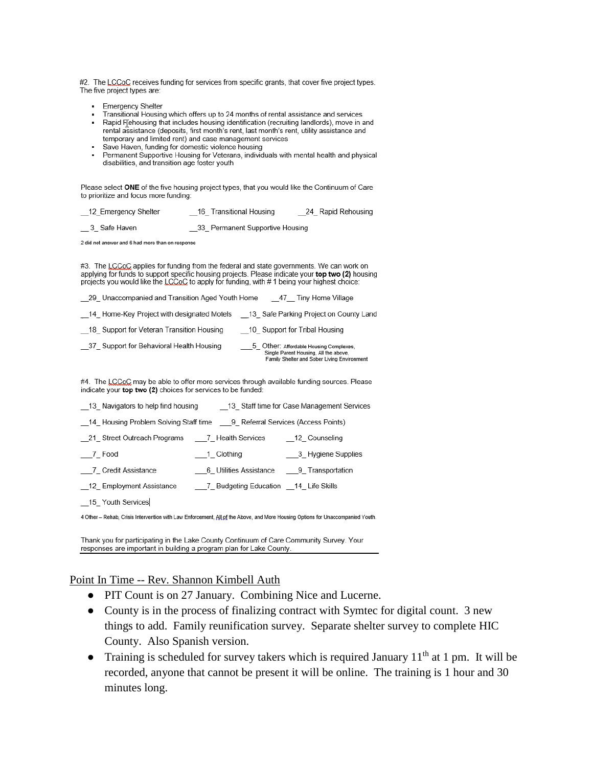#2. The LCCoC receives funding for services from specific grants, that cover five project types. The five project types are:

- Emergency Shelter
- Transitional Housing which offers up to 24 months of rental assistance and services
- Rapid Rehousing that includes housing identification (recruiting landlords), move in and rental assistance (deposits, first month's rent, last month's rent, utility assistance and temporary and limited rent) and case management services
- Save Haven, funding for domestic violence housing
- Permanent Supportive Housing for Veterans, individuals with mental health and physical disabilities, and transition age foster youth

Please select **ONE** of the five housing project types, that you would like the Continuum of Care to prioritize and focus more funding:

__12_Emergency Shelter __16_ Transitional Housing __24_ Rapid Rehousing

__ 3_ Safe Haven __33_ Permanent Supportive Housing

2 did not answer and 6 had more than on response

#3. The LCCoC applies for funding from the federal and state governments. We can work on applying for funds to support specific housing projects. Please indicate your **top two (2)** housing projects you would like the LCCoC to apply for funding, with # 1 being your highest choice:

__29_ Unaccompanied and Transition Aged Youth Home __47__ Tiny Home Village

__14_ Home-Key Project with designated Motels __13_ Safe Parking Project on County Land

__18_ Support for Veteran Transition Housing __10_ Support for Tribal Housing

__37_ Support for Behavioral Health Housing ___5_ Other: Affordable Housing Complexes, Single Parent Housing, All the above, Family Shelter and Sober Living Environment

#4. The LCCoC may be able to offer more services through available funding sources. Please indicate your **top two (2)** choices for services to be funded:

__13_ Navigators to help find housing __13_ Staff time for Case Management Services

__14_ Housing Problem Solving Staff time ___9_ Referral Services (Access Points)

__21_ Street Outreach Programs ___7_ Health Services __12_ Counseling

___7_ Food ___1_ Clothing ___3_ Hygiene Supplies

___7_ Credit Assistance ___6_ Utilities Assistance ___9_ Transportation

__12_ Employment Assistance ___7_ Budgeting Education __14_ Life Skills

__15_ Youth Services

4 Other – Rehab, Crisis Intervention with Law Enforcement, All of the Above, and More Housing Options for Unaccompanied Youth.

Thank you for participating in the Lake County Continuum of Care Community Survey. Your responses are important in building a program plan for Lake County.

Point In Time -- Rev. Shannon Kimbell Auth

- PIT Count is on 27 January. Combining Nice and Lucerne.
- County is in the process of finalizing contract with Symtec for digital count. 3 new things to add. Family reunification survey. Separate shelter survey to complete HIC County. Also Spanish version.
- Training is scheduled for survey takers which is required January 11th at 1 pm. It will be recorded, anyone that cannot be present it will be online. The training is 1 hour and 30 minutes long.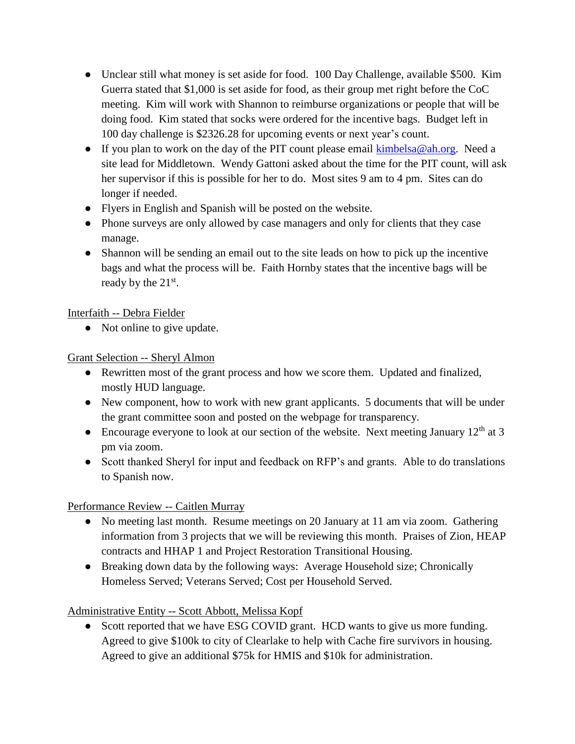- Unclear still what money is set aside for food. 100 Day Challenge, available $500. Kim Guerra stated that $1,000 is set aside for food, as their group met right before the CoC meeting. Kim will work with Shannon to reimburse organizations or people that will be doing food. Kim stated that socks were ordered for the incentive bags. Budget left in 100 day challenge is $2326.28 for upcoming events or next year's count.
- If you plan to work on the day of the PIT count please email kimbelsa@ah.org. Need a site lead for Middletown. Wendy Gattoni asked about the time for the PIT count, will ask her supervisor if this is possible for her to do. Most sites 9 am to 4 pm. Sites can do longer if needed.
- Flyers in English and Spanish will be posted on the website.
- Phone surveys are only allowed by case managers and only for clients that they case manage.
- Shannon will be sending an email out to the site leads on how to pick up the incentive bags and what the process will be. Faith Hornby states that the incentive bags will be ready by the 21st.

Interfaith -- Debra Fielder

- Not online to give update.

Grant Selection -- Sheryl Almon

- Rewritten most of the grant process and how we score them. Updated and finalized, mostly HUD language.
- New component, how to work with new grant applicants. 5 documents that will be under the grant committee soon and posted on the webpage for transparency.
- Encourage everyone to look at our section of the website. Next meeting January 12th at 3 pm via zoom.
- Scott thanked Sheryl for input and feedback on RFP's and grants. Able to do translations to Spanish now.

Performance Review -- Caitlen Murray

- No meeting last month. Resume meetings on 20 January at 11 am via zoom. Gathering information from 3 projects that we will be reviewing this month. Praises of Zion, HEAP contracts and HHAP 1 and Project Restoration Transitional Housing.
- Breaking down data by the following ways: Average Household size; Chronically Homeless Served; Veterans Served; Cost per Household Served.

Administrative Entity -- Scott Abbott, Melissa Kopf

- Scott reported that we have ESG COVID grant. HCD wants to give us more funding. Agreed to give $100k to city of Clearlake to help with Cache fire survivors in housing. Agreed to give an additional $75k for HMIS and $10k for administration.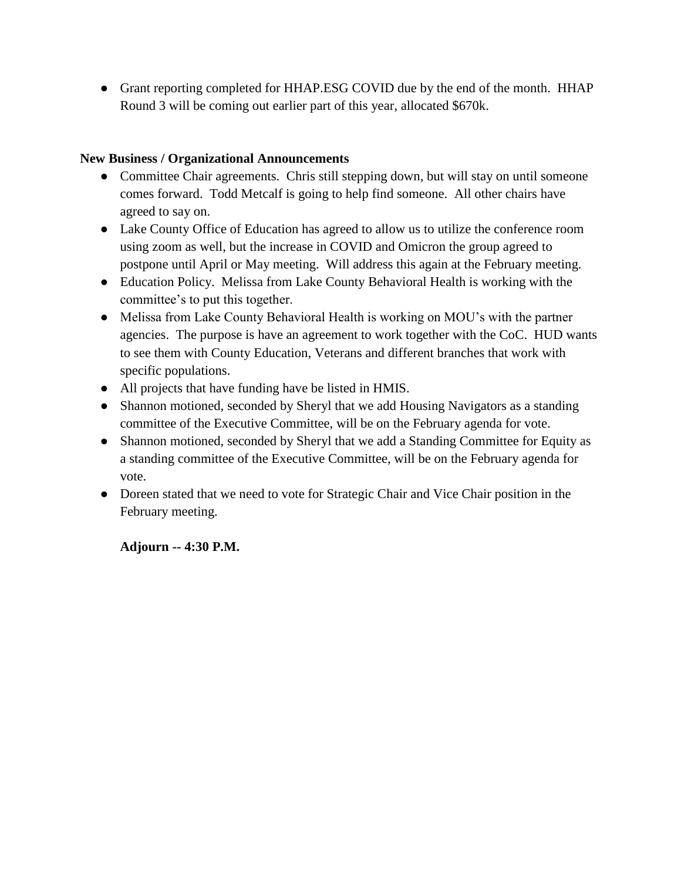- Grant reporting completed for HHAP.ESG COVID due by the end of the month.  HHAP Round 3 will be coming out earlier part of this year, allocated $670k.

**New Business / Organizational Announcements**

- Committee Chair agreements.  Chris still stepping down, but will stay on until someone comes forward.  Todd Metcalf is going to help find someone.  All other chairs have agreed to say on.
- Lake County Office of Education has agreed to allow us to utilize the conference room using zoom as well, but the increase in COVID and Omicron the group agreed to postpone until April or May meeting.  Will address this again at the February meeting.
- Education Policy.  Melissa from Lake County Behavioral Health is working with the committee's to put this together.
- Melissa from Lake County Behavioral Health is working on MOU's with the partner agencies.  The purpose is have an agreement to work together with the CoC.  HUD wants to see them with County Education, Veterans and different branches that work with specific populations.
- All projects that have funding have be listed in HMIS.
- Shannon motioned, seconded by Sheryl that we add Housing Navigators as a standing committee of the Executive Committee, will be on the February agenda for vote.
- Shannon motioned, seconded by Sheryl that we add a Standing Committee for Equity as a standing committee of the Executive Committee, will be on the February agenda for vote.
- Doreen stated that we need to vote for Strategic Chair and Vice Chair position in the February meeting.

**Adjourn -- 4:30 P.M.**